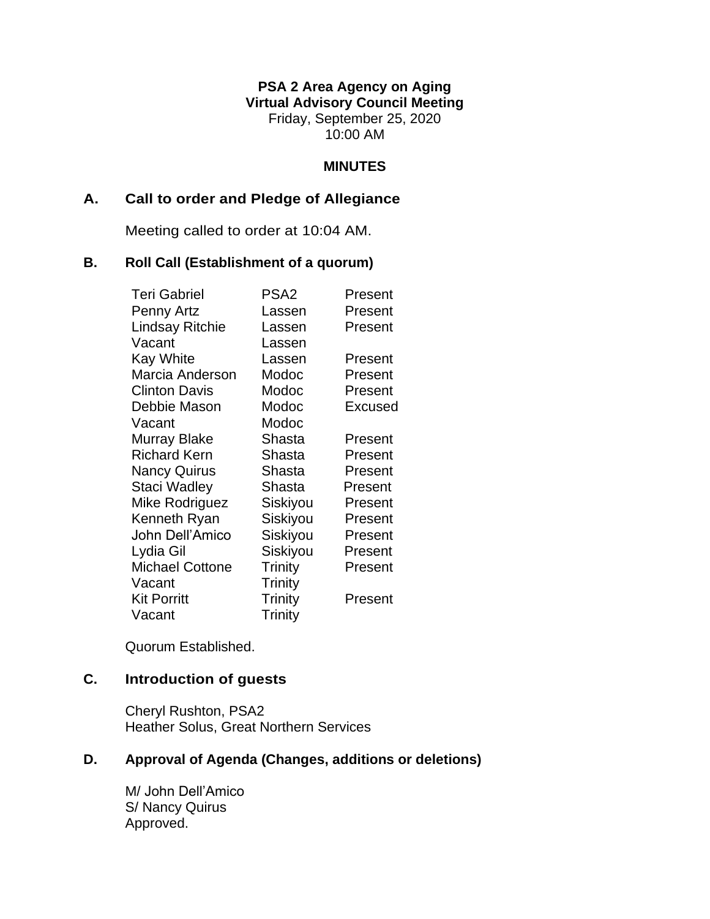**PSA 2 Area Agency on Aging**
**Virtual Advisory Council Meeting**
Friday, September 25, 2020
10:00 AM

**MINUTES**

## A. Call to order and Pledge of Allegiance

Meeting called to order at 10:04 AM.

## B. Roll Call (Establishment of a quorum)

| | | |
|---|---|---|
| Teri Gabriel | PSA2 | Present |
| Penny Artz | Lassen | Present |
| Lindsay Ritchie | Lassen | Present |
| Vacant | Lassen | |
| Kay White | Lassen | Present |
| Marcia Anderson | Modoc | Present |
| Clinton Davis | Modoc | Present |
| Debbie Mason | Modoc | Excused |
| Vacant | Modoc | |
| Murray Blake | Shasta | Present |
| Richard Kern | Shasta | Present |
| Nancy Quirus | Shasta | Present |
| Staci Wadley | Shasta | Present |
| Mike Rodriguez | Siskiyou | Present |
| Kenneth Ryan | Siskiyou | Present |
| John Dell'Amico | Siskiyou | Present |
| Lydia Gil | Siskiyou | Present |
| Michael Cottone | Trinity | Present |
| Vacant | Trinity | |
| Kit Porritt | Trinity | Present |
| Vacant | Trinity | |

Quorum Established.

## C. Introduction of guests

Cheryl Rushton, PSA2
Heather Solus, Great Northern Services

## D. Approval of Agenda (Changes, additions or deletions)

M/ John Dell'Amico
S/ Nancy Quirus
Approved.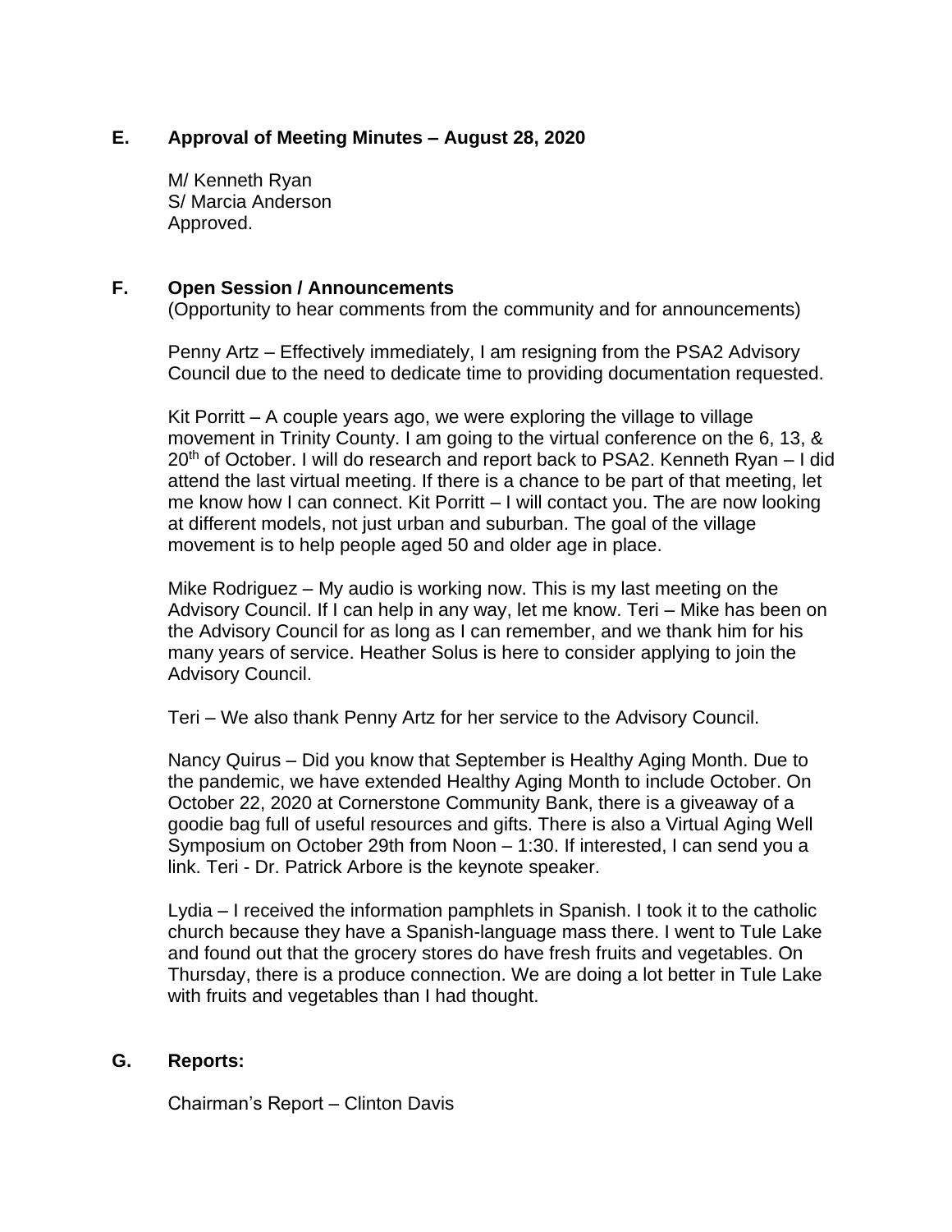## E. Approval of Meeting Minutes – August 28, 2020

M/ Kenneth Ryan
S/ Marcia Anderson
Approved.

## F. Open Session / Announcements

(Opportunity to hear comments from the community and for announcements)

Penny Artz – Effectively immediately, I am resigning from the PSA2 Advisory Council due to the need to dedicate time to providing documentation requested.

Kit Porritt – A couple years ago, we were exploring the village to village movement in Trinity County. I am going to the virtual conference on the 6, 13, & 20th of October. I will do research and report back to PSA2. Kenneth Ryan – I did attend the last virtual meeting. If there is a chance to be part of that meeting, let me know how I can connect. Kit Porritt – I will contact you. The are now looking at different models, not just urban and suburban. The goal of the village movement is to help people aged 50 and older age in place.

Mike Rodriguez – My audio is working now. This is my last meeting on the Advisory Council. If I can help in any way, let me know. Teri – Mike has been on the Advisory Council for as long as I can remember, and we thank him for his many years of service. Heather Solus is here to consider applying to join the Advisory Council.

Teri – We also thank Penny Artz for her service to the Advisory Council.

Nancy Quirus – Did you know that September is Healthy Aging Month. Due to the pandemic, we have extended Healthy Aging Month to include October. On October 22, 2020 at Cornerstone Community Bank, there is a giveaway of a goodie bag full of useful resources and gifts. There is also a Virtual Aging Well Symposium on October 29th from Noon – 1:30. If interested, I can send you a link. Teri - Dr. Patrick Arbore is the keynote speaker.

Lydia – I received the information pamphlets in Spanish. I took it to the catholic church because they have a Spanish-language mass there. I went to Tule Lake and found out that the grocery stores do have fresh fruits and vegetables. On Thursday, there is a produce connection. We are doing a lot better in Tule Lake with fruits and vegetables than I had thought.

## G. Reports:

Chairman's Report – Clinton Davis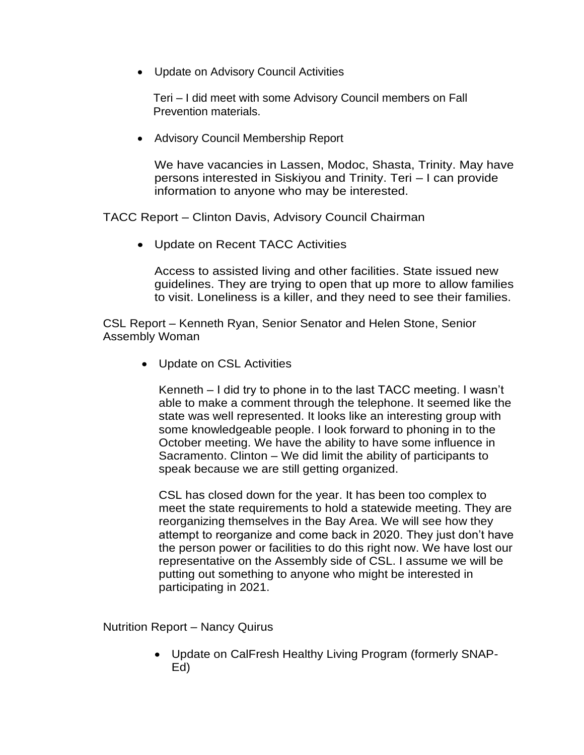- Update on Advisory Council Activities

  Teri – I did meet with some Advisory Council members on Fall Prevention materials.

- Advisory Council Membership Report

  We have vacancies in Lassen, Modoc, Shasta, Trinity. May have persons interested in Siskiyou and Trinity. Teri – I can provide information to anyone who may be interested.

TACC Report – Clinton Davis, Advisory Council Chairman

- Update on Recent TACC Activities

  Access to assisted living and other facilities. State issued new guidelines. They are trying to open that up more to allow families to visit. Loneliness is a killer, and they need to see their families.

CSL Report – Kenneth Ryan, Senior Senator and Helen Stone, Senior Assembly Woman

- Update on CSL Activities

  Kenneth – I did try to phone in to the last TACC meeting. I wasn't able to make a comment through the telephone. It seemed like the state was well represented. It looks like an interesting group with some knowledgeable people. I look forward to phoning in to the October meeting. We have the ability to have some influence in Sacramento. Clinton – We did limit the ability of participants to speak because we are still getting organized.

  CSL has closed down for the year. It has been too complex to meet the state requirements to hold a statewide meeting. They are reorganizing themselves in the Bay Area. We will see how they attempt to reorganize and come back in 2020. They just don't have the person power or facilities to do this right now. We have lost our representative on the Assembly side of CSL. I assume we will be putting out something to anyone who might be interested in participating in 2021.

Nutrition Report – Nancy Quirus

- Update on CalFresh Healthy Living Program (formerly SNAP-Ed)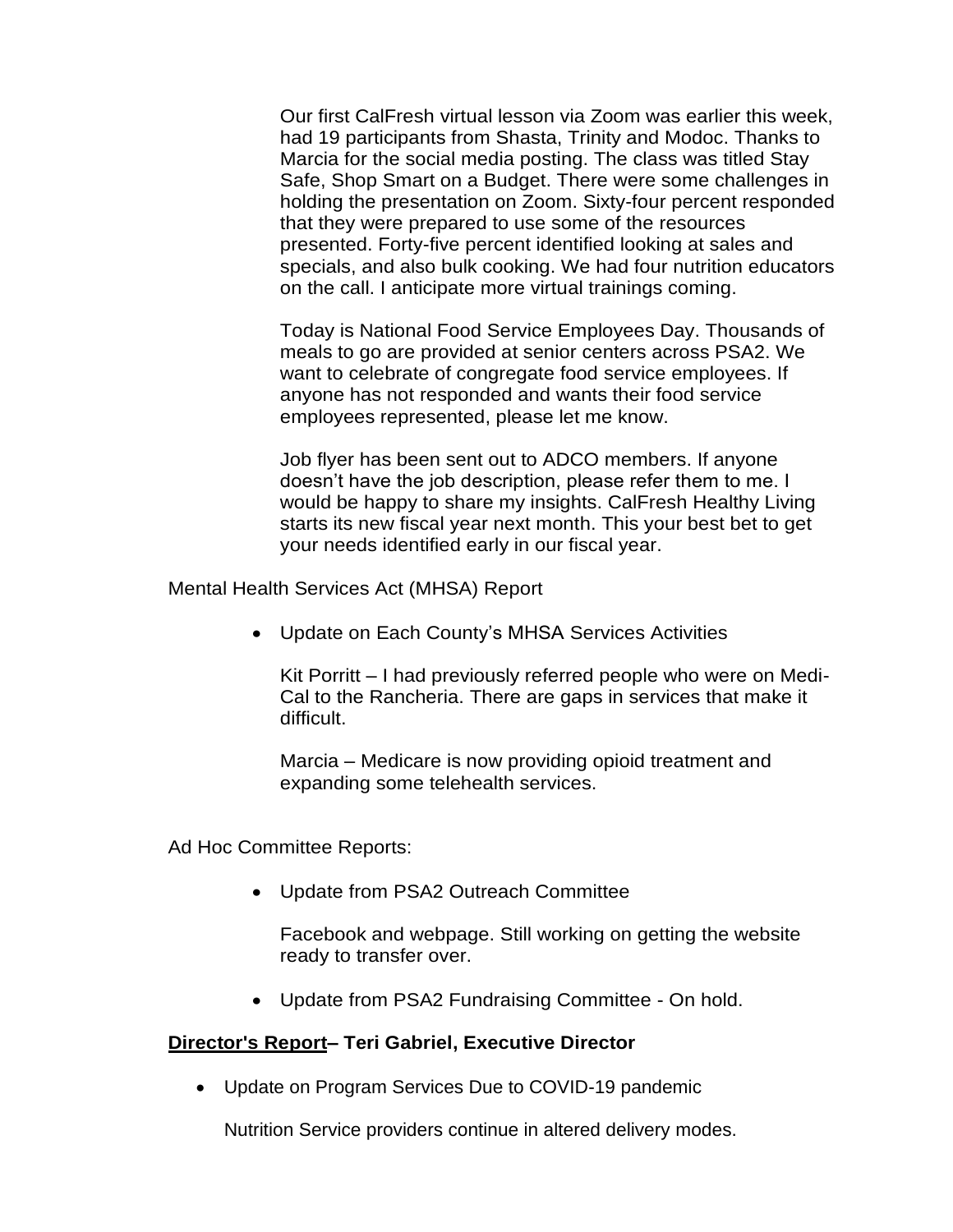Our first CalFresh virtual lesson via Zoom was earlier this week, had 19 participants from Shasta, Trinity and Modoc. Thanks to Marcia for the social media posting. The class was titled Stay Safe, Shop Smart on a Budget. There were some challenges in holding the presentation on Zoom. Sixty-four percent responded that they were prepared to use some of the resources presented. Forty-five percent identified looking at sales and specials, and also bulk cooking. We had four nutrition educators on the call. I anticipate more virtual trainings coming.

Today is National Food Service Employees Day. Thousands of meals to go are provided at senior centers across PSA2. We want to celebrate of congregate food service employees. If anyone has not responded and wants their food service employees represented, please let me know.

Job flyer has been sent out to ADCO members. If anyone doesn't have the job description, please refer them to me. I would be happy to share my insights. CalFresh Healthy Living starts its new fiscal year next month. This your best bet to get your needs identified early in our fiscal year.

Mental Health Services Act (MHSA) Report

- Update on Each County's MHSA Services Activities

  Kit Porritt – I had previously referred people who were on Medi-Cal to the Rancheria. There are gaps in services that make it difficult.

  Marcia – Medicare is now providing opioid treatment and expanding some telehealth services.

Ad Hoc Committee Reports:

- Update from PSA2 Outreach Committee

  Facebook and webpage. Still working on getting the website ready to transfer over.

- Update from PSA2 Fundraising Committee - On hold.

**<u>Director's Report</u>– Teri Gabriel, Executive Director**

- Update on Program Services Due to COVID-19 pandemic

  Nutrition Service providers continue in altered delivery modes.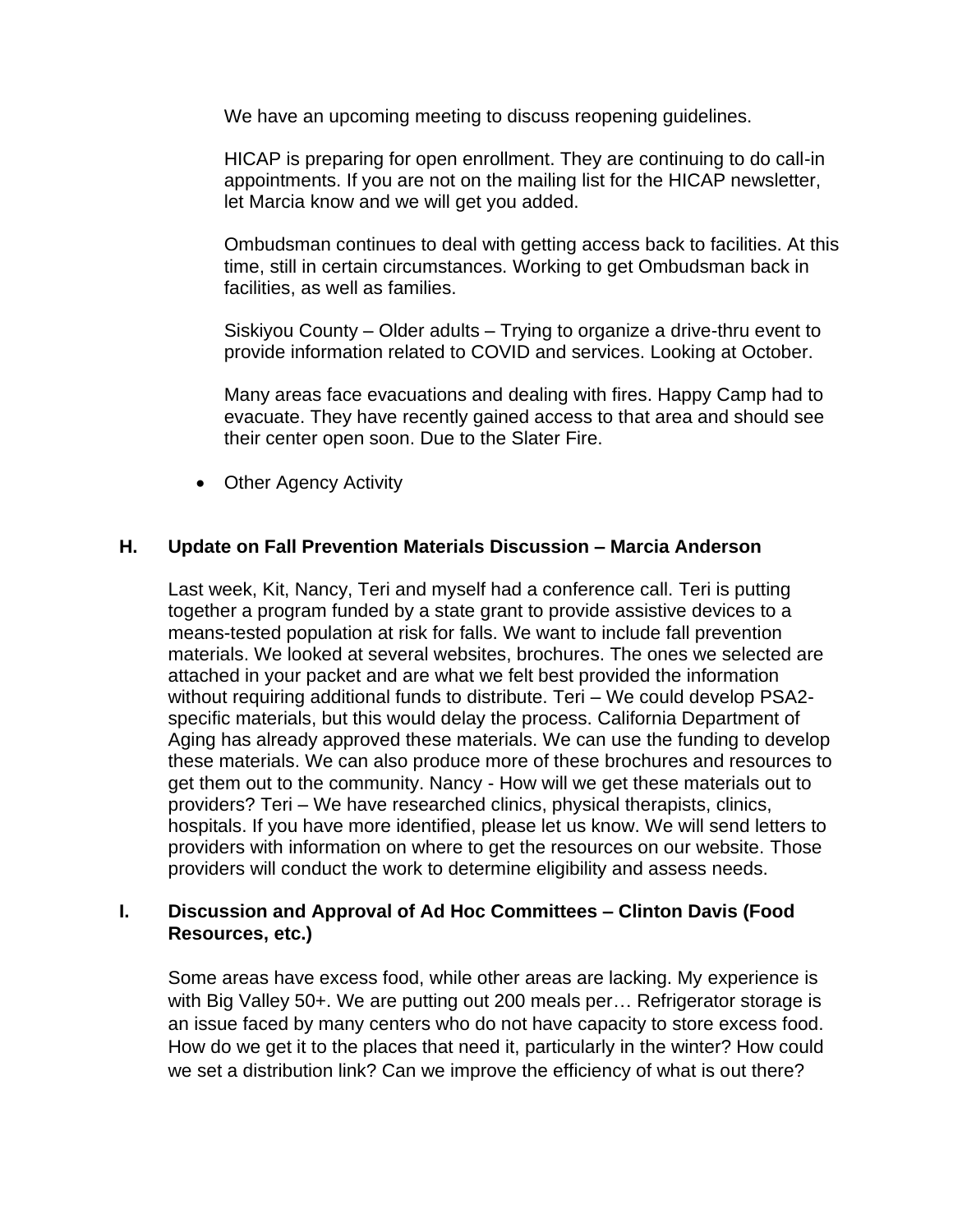We have an upcoming meeting to discuss reopening guidelines.

HICAP is preparing for open enrollment. They are continuing to do call-in appointments. If you are not on the mailing list for the HICAP newsletter, let Marcia know and we will get you added.

Ombudsman continues to deal with getting access back to facilities. At this time, still in certain circumstances. Working to get Ombudsman back in facilities, as well as families.

Siskiyou County – Older adults – Trying to organize a drive-thru event to provide information related to COVID and services. Looking at October.

Many areas face evacuations and dealing with fires. Happy Camp had to evacuate. They have recently gained access to that area and should see their center open soon. Due to the Slater Fire.

- Other Agency Activity

### H. Update on Fall Prevention Materials Discussion – Marcia Anderson

Last week, Kit, Nancy, Teri and myself had a conference call. Teri is putting together a program funded by a state grant to provide assistive devices to a means-tested population at risk for falls. We want to include fall prevention materials. We looked at several websites, brochures. The ones we selected are attached in your packet and are what we felt best provided the information without requiring additional funds to distribute. Teri – We could develop PSA2-specific materials, but this would delay the process. California Department of Aging has already approved these materials. We can use the funding to develop these materials. We can also produce more of these brochures and resources to get them out to the community. Nancy - How will we get these materials out to providers? Teri – We have researched clinics, physical therapists, clinics, hospitals. If you have more identified, please let us know. We will send letters to providers with information on where to get the resources on our website. Those providers will conduct the work to determine eligibility and assess needs.

### I. Discussion and Approval of Ad Hoc Committees – Clinton Davis (Food Resources, etc.)

Some areas have excess food, while other areas are lacking. My experience is with Big Valley 50+. We are putting out 200 meals per… Refrigerator storage is an issue faced by many centers who do not have capacity to store excess food. How do we get it to the places that need it, particularly in the winter? How could we set a distribution link? Can we improve the efficiency of what is out there?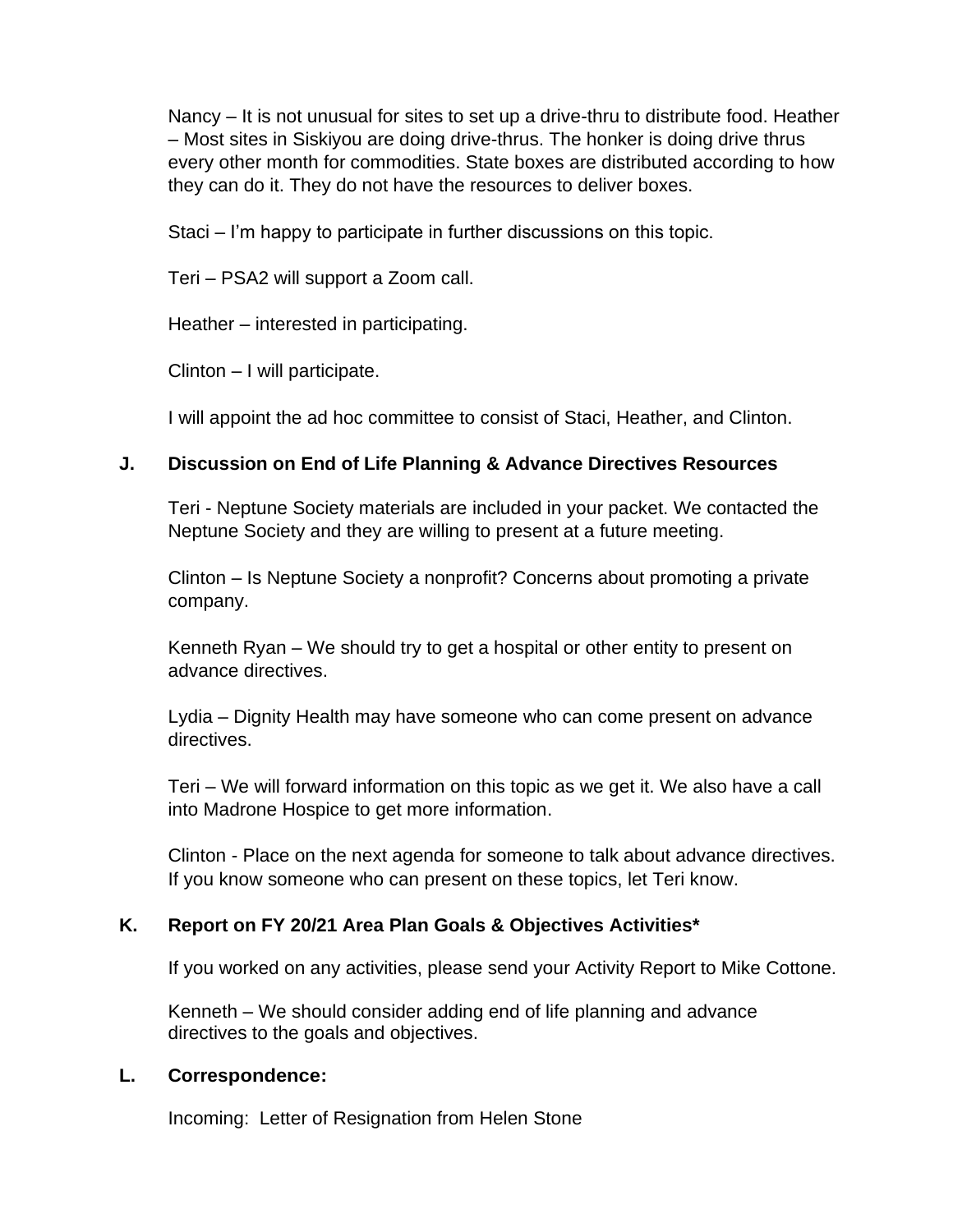Nancy – It is not unusual for sites to set up a drive-thru to distribute food. Heather – Most sites in Siskiyou are doing drive-thrus. The honker is doing drive thrus every other month for commodities. State boxes are distributed according to how they can do it. They do not have the resources to deliver boxes.

Staci – I'm happy to participate in further discussions on this topic.

Teri – PSA2 will support a Zoom call.

Heather – interested in participating.

Clinton – I will participate.

I will appoint the ad hoc committee to consist of Staci, Heather, and Clinton.

### J. Discussion on End of Life Planning & Advance Directives Resources

Teri - Neptune Society materials are included in your packet. We contacted the Neptune Society and they are willing to present at a future meeting.

Clinton – Is Neptune Society a nonprofit? Concerns about promoting a private company.

Kenneth Ryan – We should try to get a hospital or other entity to present on advance directives.

Lydia – Dignity Health may have someone who can come present on advance directives.

Teri – We will forward information on this topic as we get it. We also have a call into Madrone Hospice to get more information.

Clinton - Place on the next agenda for someone to talk about advance directives. If you know someone who can present on these topics, let Teri know.

### K. Report on FY 20/21 Area Plan Goals & Objectives Activities*

If you worked on any activities, please send your Activity Report to Mike Cottone.

Kenneth – We should consider adding end of life planning and advance directives to the goals and objectives.

### L. Correspondence:

Incoming: Letter of Resignation from Helen Stone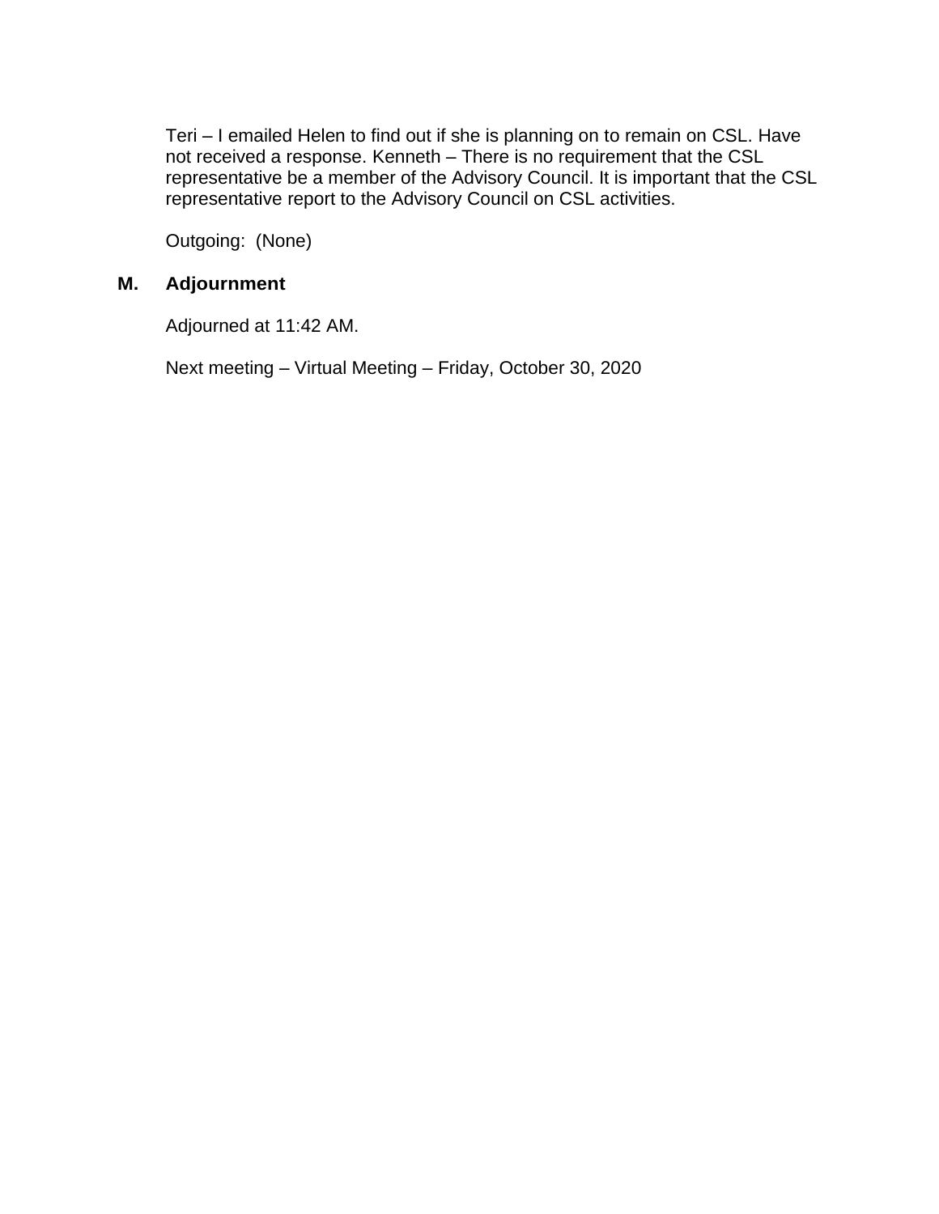Teri – I emailed Helen to find out if she is planning on to remain on CSL. Have not received a response. Kenneth – There is no requirement that the CSL representative be a member of the Advisory Council. It is important that the CSL representative report to the Advisory Council on CSL activities.

Outgoing: (None)

## M. Adjournment

Adjourned at 11:42 AM.

Next meeting – Virtual Meeting – Friday, October 30, 2020